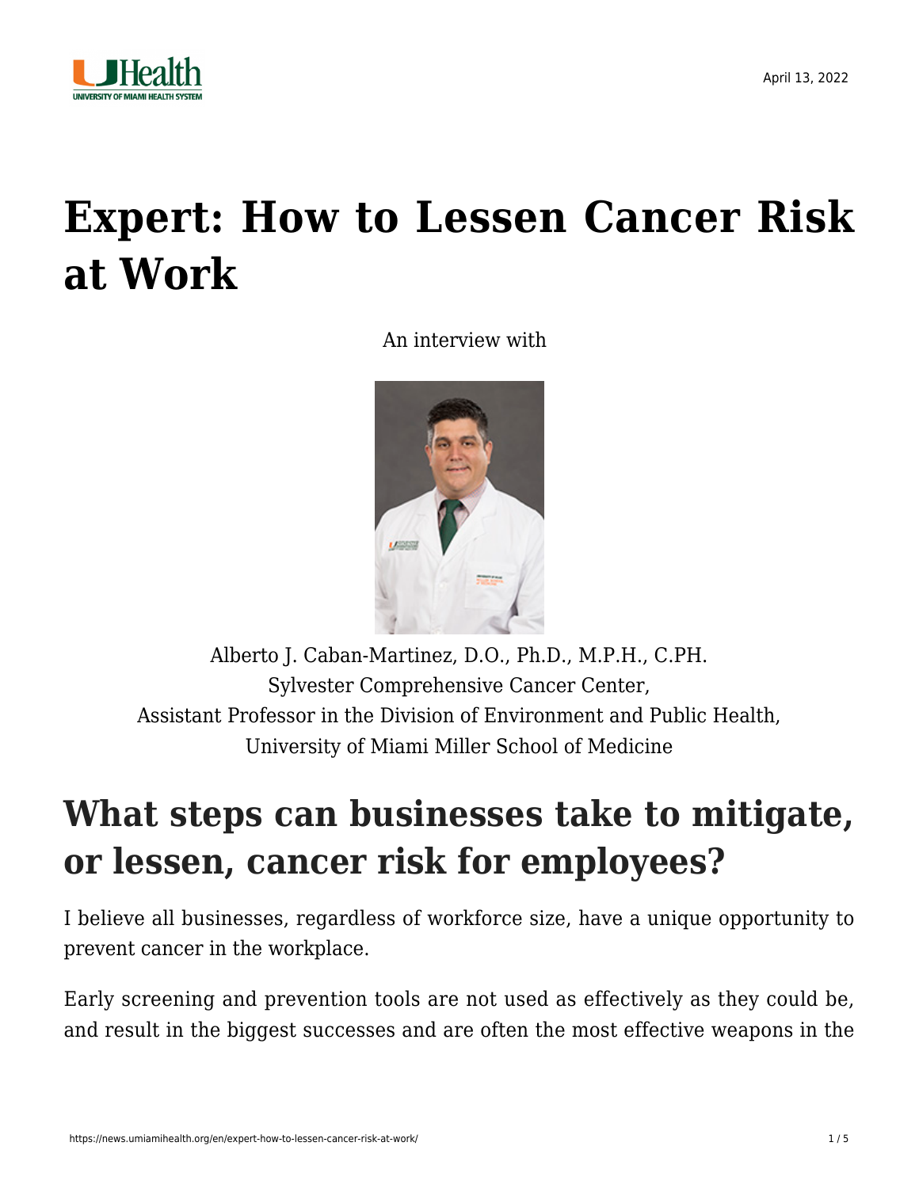# Expert: How to Lessen Cancer Risk at Work

An interview with

Alberto J. Caban-Martinez, D.O., Ph.D., M.P.H., C.PH.
Sylvester Comprehensive Cancer Center,
Assistant Professor in the Division of Environment and Public Health,
University of Miami Miller School of Medicine

## What steps can businesses take to mitigate, or lessen, cancer risk for employees?

I believe all businesses, regardless of workforce size, have a unique opportunity to prevent cancer in the workplace.

Early screening and prevention tools are not used as effectively as they could be, and result in the biggest successes and are often the most effective weapons in the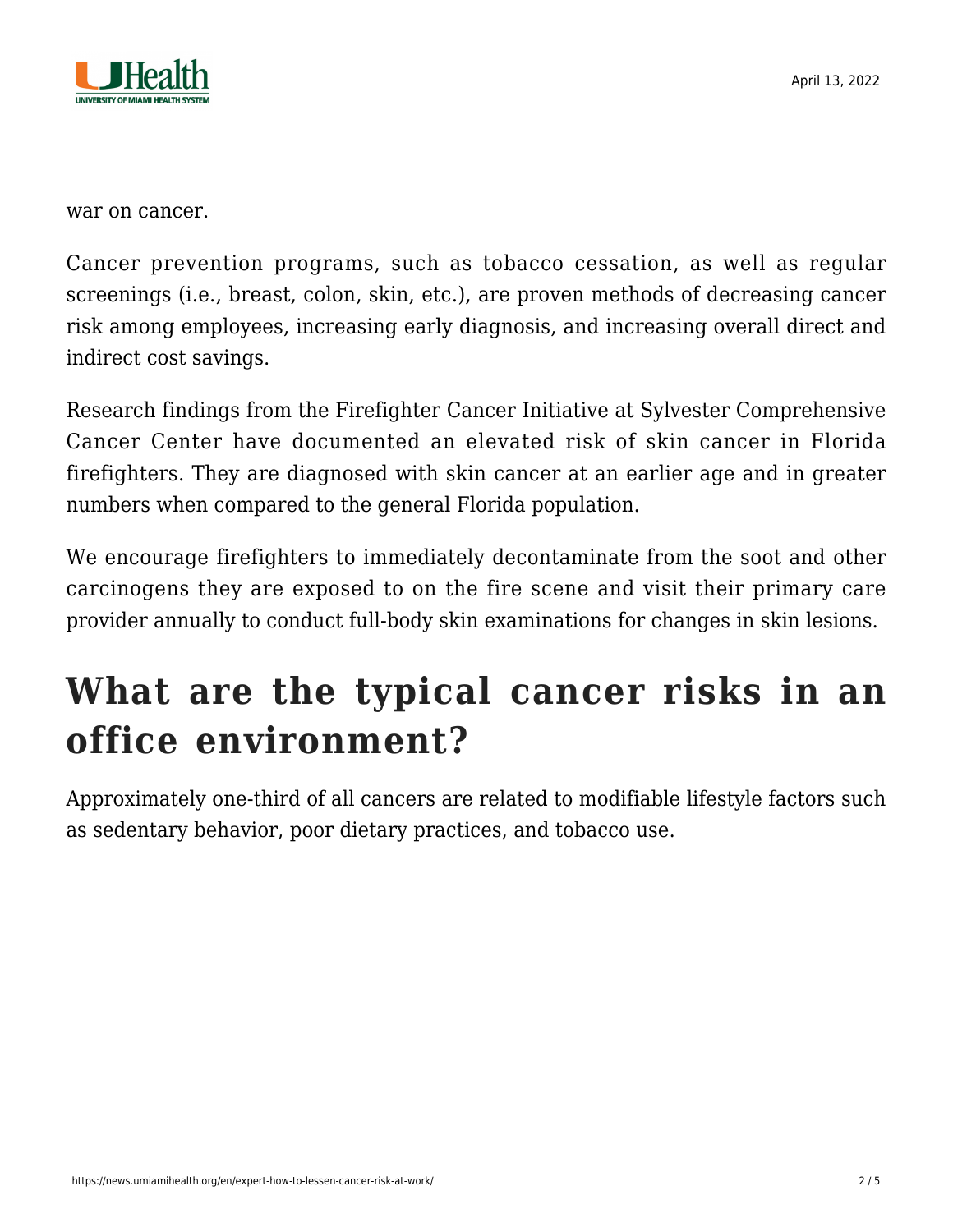war on cancer.

Cancer prevention programs, such as tobacco cessation, as well as regular screenings (i.e., breast, colon, skin, etc.), are proven methods of decreasing cancer risk among employees, increasing early diagnosis, and increasing overall direct and indirect cost savings.

Research findings from the Firefighter Cancer Initiative at Sylvester Comprehensive Cancer Center have documented an elevated risk of skin cancer in Florida firefighters. They are diagnosed with skin cancer at an earlier age and in greater numbers when compared to the general Florida population.

We encourage firefighters to immediately decontaminate from the soot and other carcinogens they are exposed to on the fire scene and visit their primary care provider annually to conduct full-body skin examinations for changes in skin lesions.

## What are the typical cancer risks in an office environment?

Approximately one-third of all cancers are related to modifiable lifestyle factors such as sedentary behavior, poor dietary practices, and tobacco use.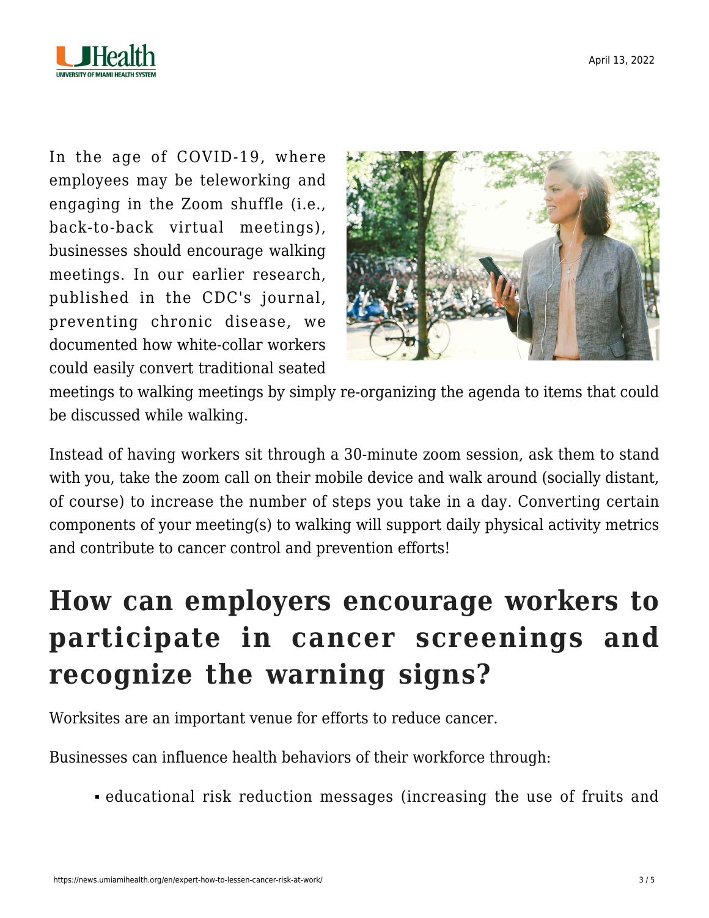In the age of COVID-19, where employees may be teleworking and engaging in the Zoom shuffle (i.e., back-to-back virtual meetings), businesses should encourage walking meetings. In our earlier research, published in the CDC's journal, preventing chronic disease, we documented how white-collar workers could easily convert traditional seated meetings to walking meetings by simply re-organizing the agenda to items that could be discussed while walking.

Instead of having workers sit through a 30-minute zoom session, ask them to stand with you, take the zoom call on their mobile device and walk around (socially distant, of course) to increase the number of steps you take in a day. Converting certain components of your meeting(s) to walking will support daily physical activity metrics and contribute to cancer control and prevention efforts!

## How can employers encourage workers to participate in cancer screenings and recognize the warning signs?

Worksites are an important venue for efforts to reduce cancer.

Businesses can influence health behaviors of their workforce through:

- educational risk reduction messages (increasing the use of fruits and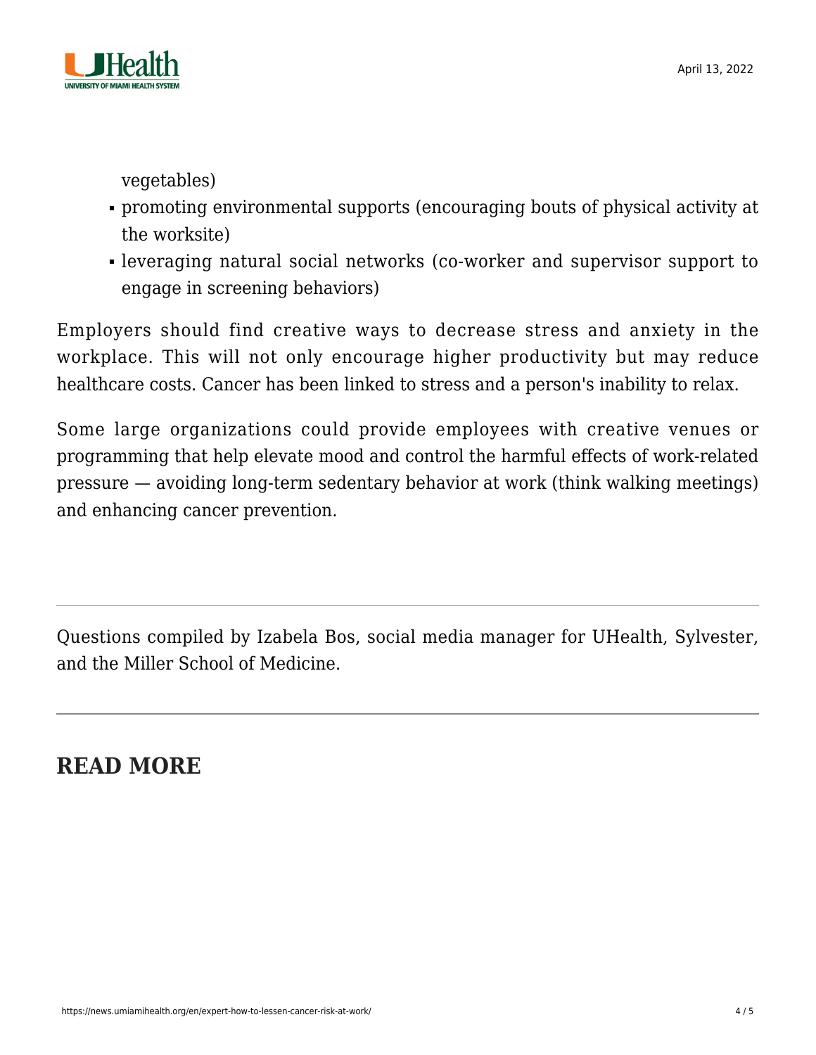vegetables)

- promoting environmental supports (encouraging bouts of physical activity at the worksite)
- leveraging natural social networks (co-worker and supervisor support to engage in screening behaviors)

Employers should find creative ways to decrease stress and anxiety in the workplace. This will not only encourage higher productivity but may reduce healthcare costs. Cancer has been linked to stress and a person's inability to relax.

Some large organizations could provide employees with creative venues or programming that help elevate mood and control the harmful effects of work-related pressure — avoiding long-term sedentary behavior at work (think walking meetings) and enhancing cancer prevention.

---

Questions compiled by Izabela Bos, social media manager for UHealth, Sylvester, and the Miller School of Medicine.

---

## READ MORE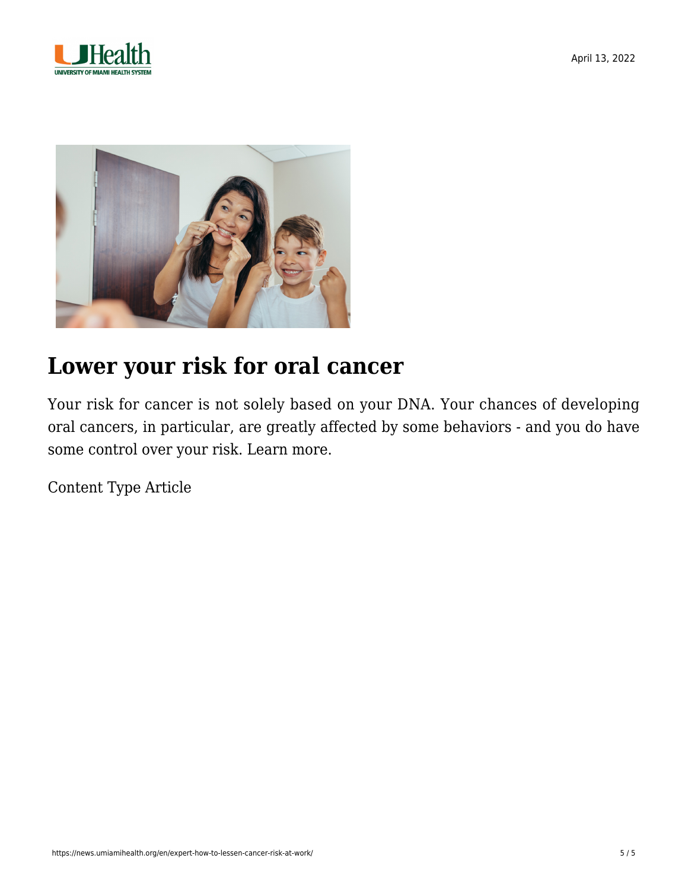## Lower your risk for oral cancer

Your risk for cancer is not solely based on your DNA. Your chances of developing oral cancers, in particular, are greatly affected by some behaviors - and you do have some control over your risk. Learn more.

Content Type Article